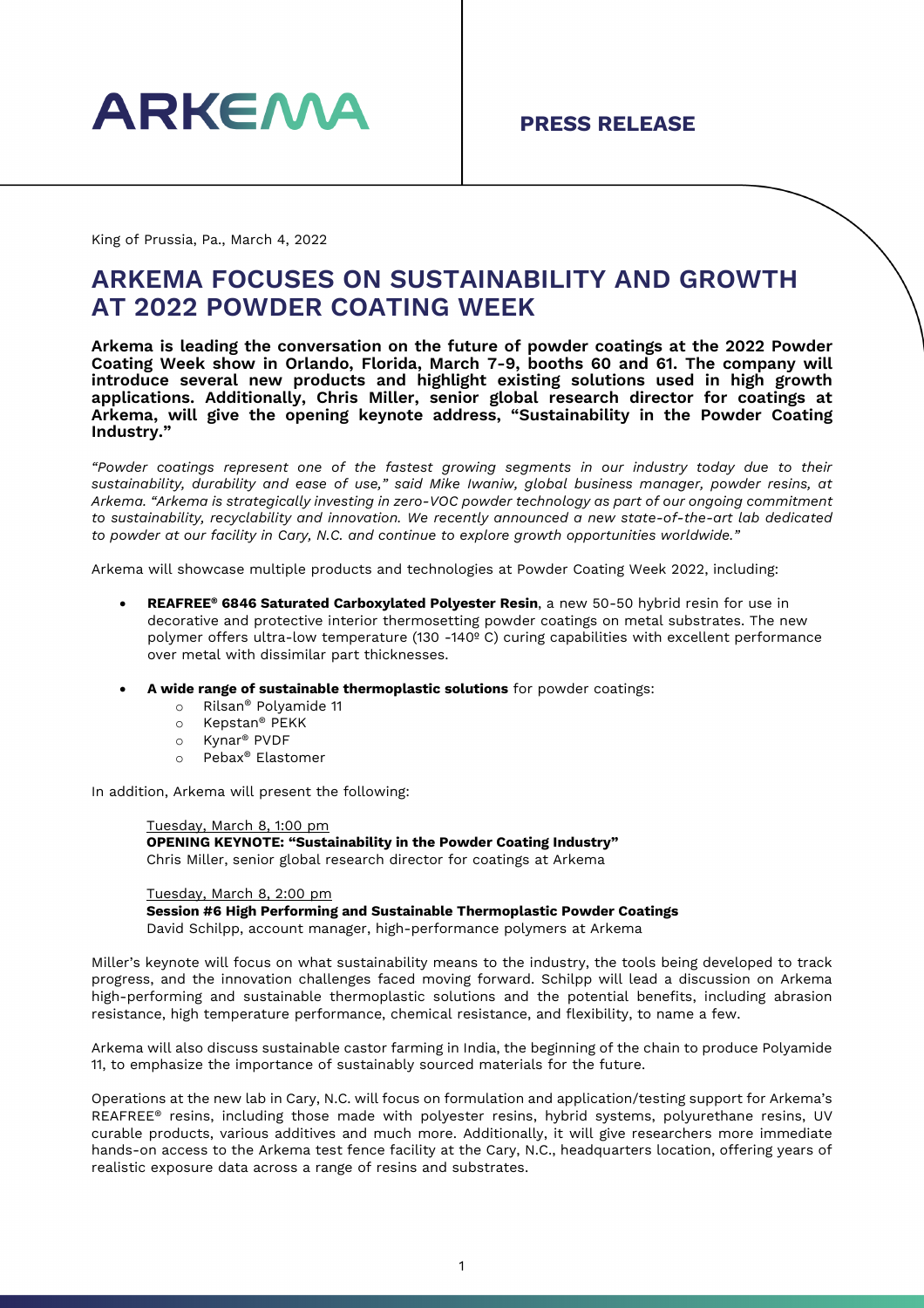**ARKEMA**

**PRESS RELEASE**

King of Prussia, Pa., March 4, 2022

# ARKEMA FOCUSES ON SUSTAINABILITY AND GROWTH AT 2022 POWDER COATING WEEK

**Arkema is leading the conversation on the future of powder coatings at the 2022 Powder Coating Week show in Orlando, Florida, March 7-9, booths 60 and 61. The company will introduce several new products and highlight existing solutions used in high growth applications. Additionally, Chris Miller, senior global research director for coatings at Arkema, will give the opening keynote address, "Sustainability in the Powder Coating Industry."**

*"Powder coatings represent one of the fastest growing segments in our industry today due to their sustainability, durability and ease of use," said Mike Iwaniw, global business manager, powder resins, at Arkema. "Arkema is strategically investing in zero-VOC powder technology as part of our ongoing commitment to sustainability, recyclability and innovation. We recently announced a new state-of-the-art lab dedicated to powder at our facility in Cary, N.C. and continue to explore growth opportunities worldwide."*

Arkema will showcase multiple products and technologies at Powder Coating Week 2022, including:

- **REAFREE® 6846 Saturated Carboxylated Polyester Resin**, a new 50-50 hybrid resin for use in decorative and protective interior thermosetting powder coatings on metal substrates. The new polymer offers ultra-low temperature (130 -140º C) curing capabilities with excellent performance over metal with dissimilar part thicknesses.
- **A wide range of sustainable thermoplastic solutions** for powder coatings:
    - Rilsan® Polyamide 11
    - Kepstan® PEKK
    - Kynar® PVDF
    - Pebax® Elastomer

In addition, Arkema will present the following:

> Tuesday, March 8, 1:00 pm
> **OPENING KEYNOTE: "Sustainability in the Powder Coating Industry"**
> Chris Miller, senior global research director for coatings at Arkema
>
> Tuesday, March 8, 2:00 pm
> **Session #6 High Performing and Sustainable Thermoplastic Powder Coatings**
> David Schilpp, account manager, high-performance polymers at Arkema

Miller's keynote will focus on what sustainability means to the industry, the tools being developed to track progress, and the innovation challenges faced moving forward. Schilpp will lead a discussion on Arkema high-performing and sustainable thermoplastic solutions and the potential benefits, including abrasion resistance, high temperature performance, chemical resistance, and flexibility, to name a few.

Arkema will also discuss sustainable castor farming in India, the beginning of the chain to produce Polyamide 11, to emphasize the importance of sustainably sourced materials for the future.

Operations at the new lab in Cary, N.C. will focus on formulation and application/testing support for Arkema's REAFREE® resins, including those made with polyester resins, hybrid systems, polyurethane resins, UV curable products, various additives and much more. Additionally, it will give researchers more immediate hands-on access to the Arkema test fence facility at the Cary, N.C., headquarters location, offering years of realistic exposure data across a range of resins and substrates.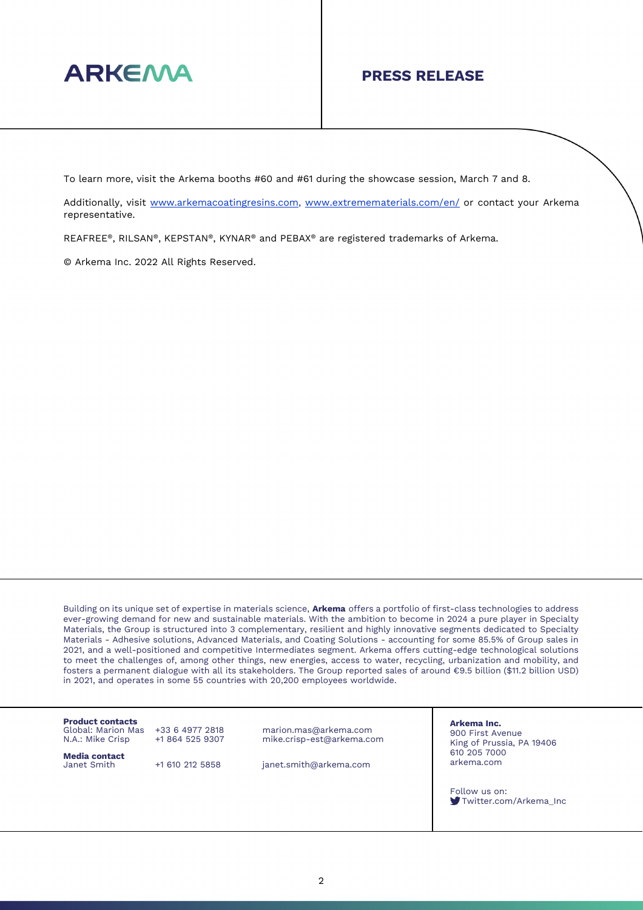ARKEMA

**PRESS RELEASE**

To learn more, visit the Arkema booths #60 and #61 during the showcase session, March 7 and 8.

Additionally, visit [www.arkemacoatingresins.com](www.arkemacoatingresins.com), [www.extremematerials.com/en/](www.extremematerials.com/en/) or contact your Arkema representative.

REAFREE®, RILSAN®, KEPSTAN®, KYNAR® and PEBAX® are registered trademarks of Arkema.

© Arkema Inc. 2022 All Rights Reserved.

---

Building on its unique set of expertise in materials science, **Arkema** offers a portfolio of first-class technologies to address ever-growing demand for new and sustainable materials. With the ambition to become in 2024 a pure player in Specialty Materials, the Group is structured into 3 complementary, resilient and highly innovative segments dedicated to Specialty Materials - Adhesive solutions, Advanced Materials, and Coating Solutions - accounting for some 85.5% of Group sales in 2021, and a well-positioned and competitive Intermediates segment. Arkema offers cutting-edge technological solutions to meet the challenges of, among other things, new energies, access to water, recycling, urbanization and mobility, and fosters a permanent dialogue with all its stakeholders. The Group reported sales of around €9.5 billion ($11.2 billion USD) in 2021, and operates in some 55 countries with 20,200 employees worldwide.

---

**Product contacts**
Global: Marion Mas    +33 6 4977 2818    marion.mas@arkema.com
N.A.: Mike Crisp    +1 864 525 9307    mike.crisp-est@arkema.com

**Media contact**
Janet Smith    +1 610 212 5858    janet.smith@arkema.com

**Arkema Inc.**
900 First Avenue
King of Prussia, PA 19406
610 205 7000
arkema.com

Follow us on:
Twitter.com/Arkema_Inc